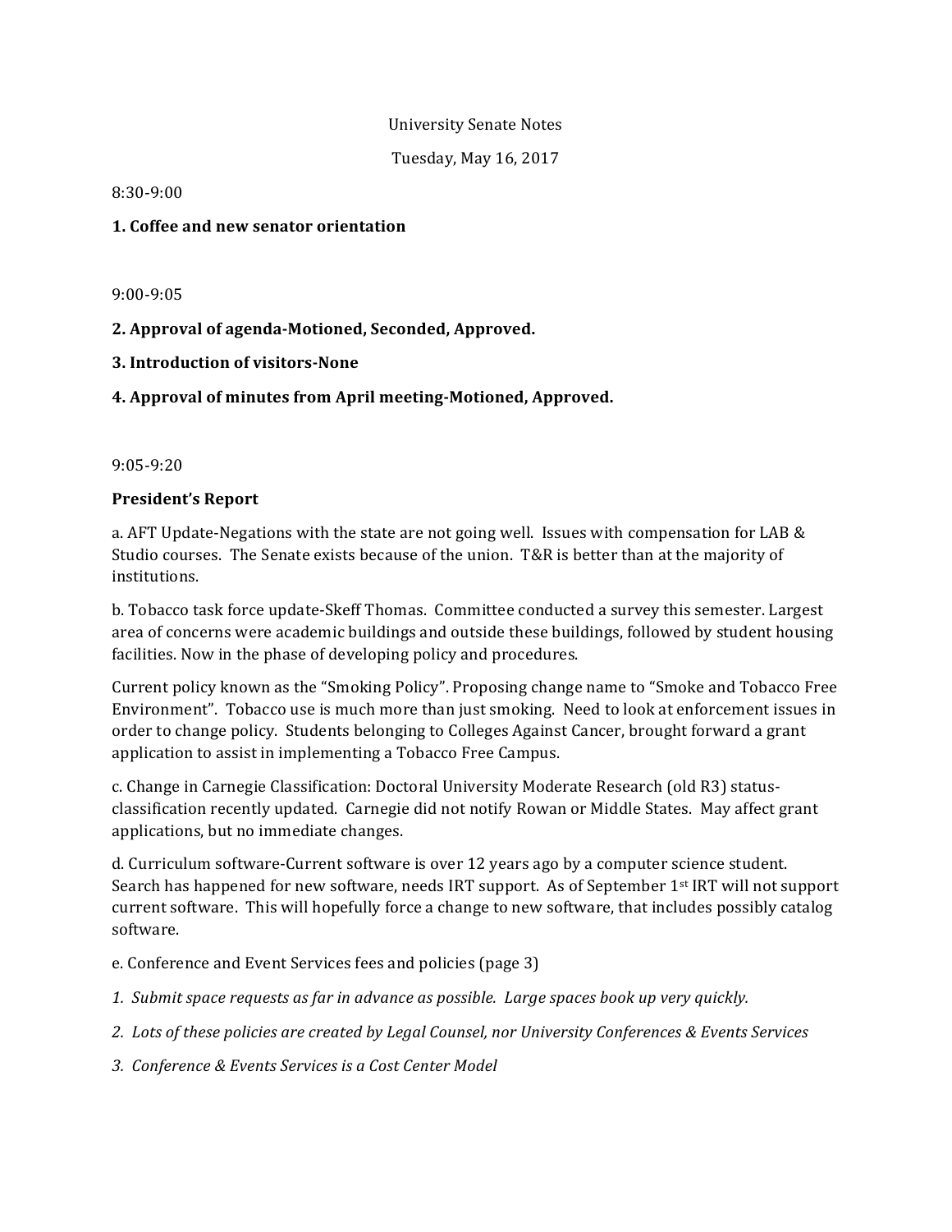University Senate Notes

Tuesday, May 16, 2017

8:30-9:00

**1. Coffee and new senator orientation**

9:00-9:05

**2. Approval of agenda-Motioned, Seconded, Approved.**

**3. Introduction of visitors-None**

**4. Approval of minutes from April meeting-Motioned, Approved.**

9:05-9:20

**President's Report**

a. AFT Update-Negations with the state are not going well. Issues with compensation for LAB & Studio courses. The Senate exists because of the union. T&R is better than at the majority of institutions.

b. Tobacco task force update-Skeff Thomas. Committee conducted a survey this semester. Largest area of concerns were academic buildings and outside these buildings, followed by student housing facilities. Now in the phase of developing policy and procedures.

Current policy known as the "Smoking Policy". Proposing change name to "Smoke and Tobacco Free Environment". Tobacco use is much more than just smoking. Need to look at enforcement issues in order to change policy. Students belonging to Colleges Against Cancer, brought forward a grant application to assist in implementing a Tobacco Free Campus.

c. Change in Carnegie Classification: Doctoral University Moderate Research (old R3) status-classification recently updated. Carnegie did not notify Rowan or Middle States. May affect grant applications, but no immediate changes.

d. Curriculum software-Current software is over 12 years ago by a computer science student. Search has happened for new software, needs IRT support. As of September 1st IRT will not support current software. This will hopefully force a change to new software, that includes possibly catalog software.

e. Conference and Event Services fees and policies (page 3)

*1. Submit space requests as far in advance as possible. Large spaces book up very quickly.*

*2. Lots of these policies are created by Legal Counsel, nor University Conferences & Events Services*

*3. Conference & Events Services is a Cost Center Model*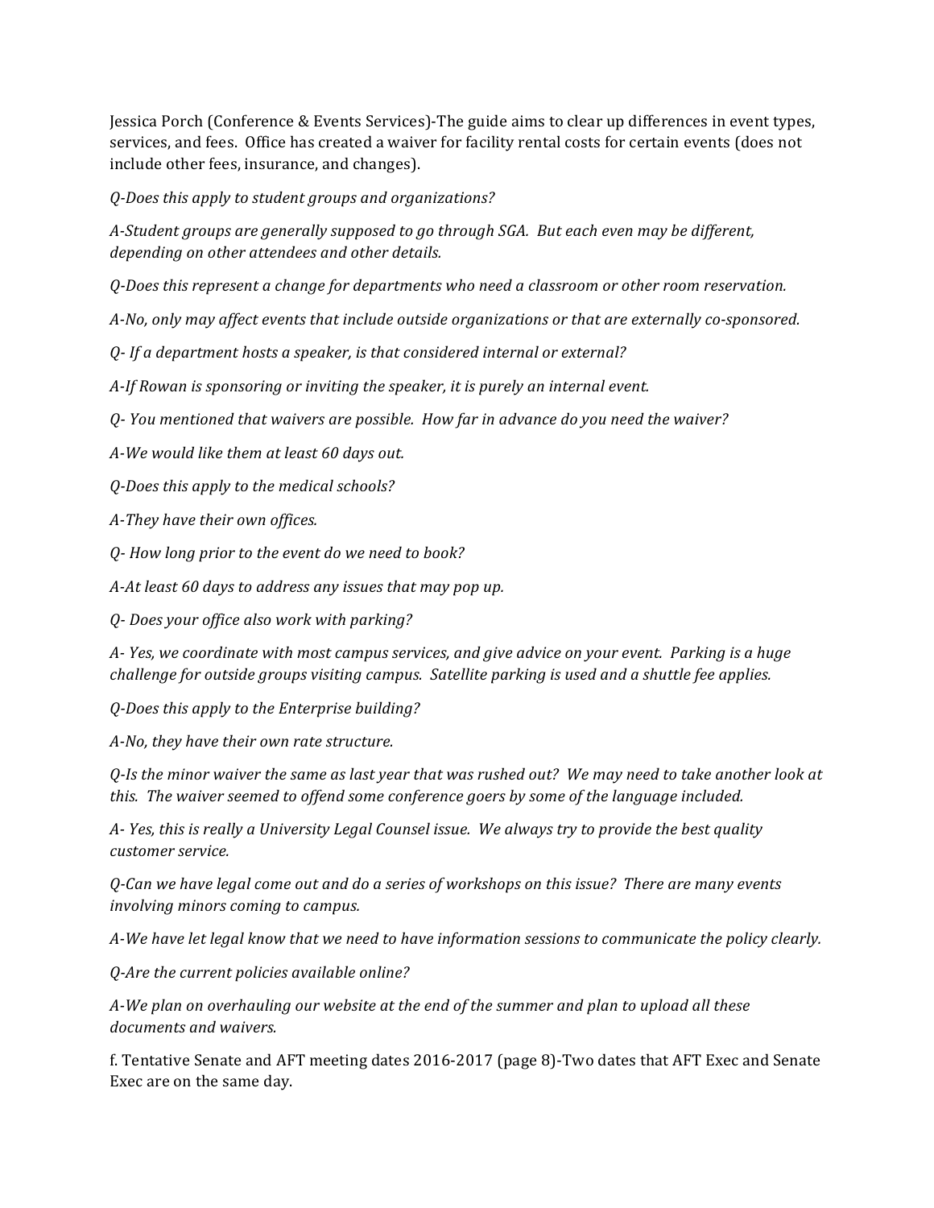Jessica Porch (Conference & Events Services)-The guide aims to clear up differences in event types, services, and fees. Office has created a waiver for facility rental costs for certain events (does not include other fees, insurance, and changes).

*Q-Does this apply to student groups and organizations?*

*A-Student groups are generally supposed to go through SGA. But each even may be different, depending on other attendees and other details.*

*Q-Does this represent a change for departments who need a classroom or other room reservation.*

*A-No, only may affect events that include outside organizations or that are externally co-sponsored.*

*Q- If a department hosts a speaker, is that considered internal or external?*

*A-If Rowan is sponsoring or inviting the speaker, it is purely an internal event.*

*Q- You mentioned that waivers are possible. How far in advance do you need the waiver?*

*A-We would like them at least 60 days out.*

*Q-Does this apply to the medical schools?*

*A-They have their own offices.*

*Q- How long prior to the event do we need to book?*

*A-At least 60 days to address any issues that may pop up.*

*Q- Does your office also work with parking?*

*A- Yes, we coordinate with most campus services, and give advice on your event. Parking is a huge challenge for outside groups visiting campus. Satellite parking is used and a shuttle fee applies.*

*Q-Does this apply to the Enterprise building?*

*A-No, they have their own rate structure.*

*Q-Is the minor waiver the same as last year that was rushed out? We may need to take another look at this. The waiver seemed to offend some conference goers by some of the language included.*

*A- Yes, this is really a University Legal Counsel issue. We always try to provide the best quality customer service.*

*Q-Can we have legal come out and do a series of workshops on this issue? There are many events involving minors coming to campus.*

*A-We have let legal know that we need to have information sessions to communicate the policy clearly.*

*Q-Are the current policies available online?*

*A-We plan on overhauling our website at the end of the summer and plan to upload all these documents and waivers.*

f. Tentative Senate and AFT meeting dates 2016-2017 (page 8)-Two dates that AFT Exec and Senate Exec are on the same day.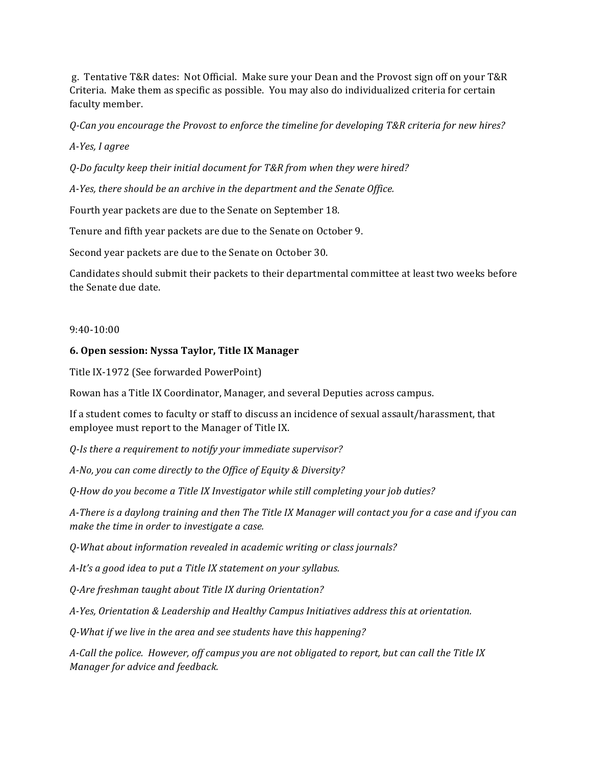g. Tentative T&R dates: Not Official. Make sure your Dean and the Provost sign off on your T&R Criteria. Make them as specific as possible. You may also do individualized criteria for certain faculty member.

*Q-Can you encourage the Provost to enforce the timeline for developing T&R criteria for new hires?*

*A-Yes, I agree*

*Q-Do faculty keep their initial document for T&R from when they were hired?*

*A-Yes, there should be an archive in the department and the Senate Office.*

Fourth year packets are due to the Senate on September 18.

Tenure and fifth year packets are due to the Senate on October 9.

Second year packets are due to the Senate on October 30.

Candidates should submit their packets to their departmental committee at least two weeks before the Senate due date.

9:40-10:00

**6. Open session: Nyssa Taylor, Title IX Manager**

Title IX-1972 (See forwarded PowerPoint)

Rowan has a Title IX Coordinator, Manager, and several Deputies across campus.

If a student comes to faculty or staff to discuss an incidence of sexual assault/harassment, that employee must report to the Manager of Title IX.

*Q-Is there a requirement to notify your immediate supervisor?*

*A-No, you can come directly to the Office of Equity & Diversity?*

*Q-How do you become a Title IX Investigator while still completing your job duties?*

*A-There is a daylong training and then The Title IX Manager will contact you for a case and if you can make the time in order to investigate a case.*

*Q-What about information revealed in academic writing or class journals?*

*A-It's a good idea to put a Title IX statement on your syllabus.*

*Q-Are freshman taught about Title IX during Orientation?*

*A-Yes, Orientation & Leadership and Healthy Campus Initiatives address this at orientation.*

*Q-What if we live in the area and see students have this happening?*

*A-Call the police. However, off campus you are not obligated to report, but can call the Title IX Manager for advice and feedback.*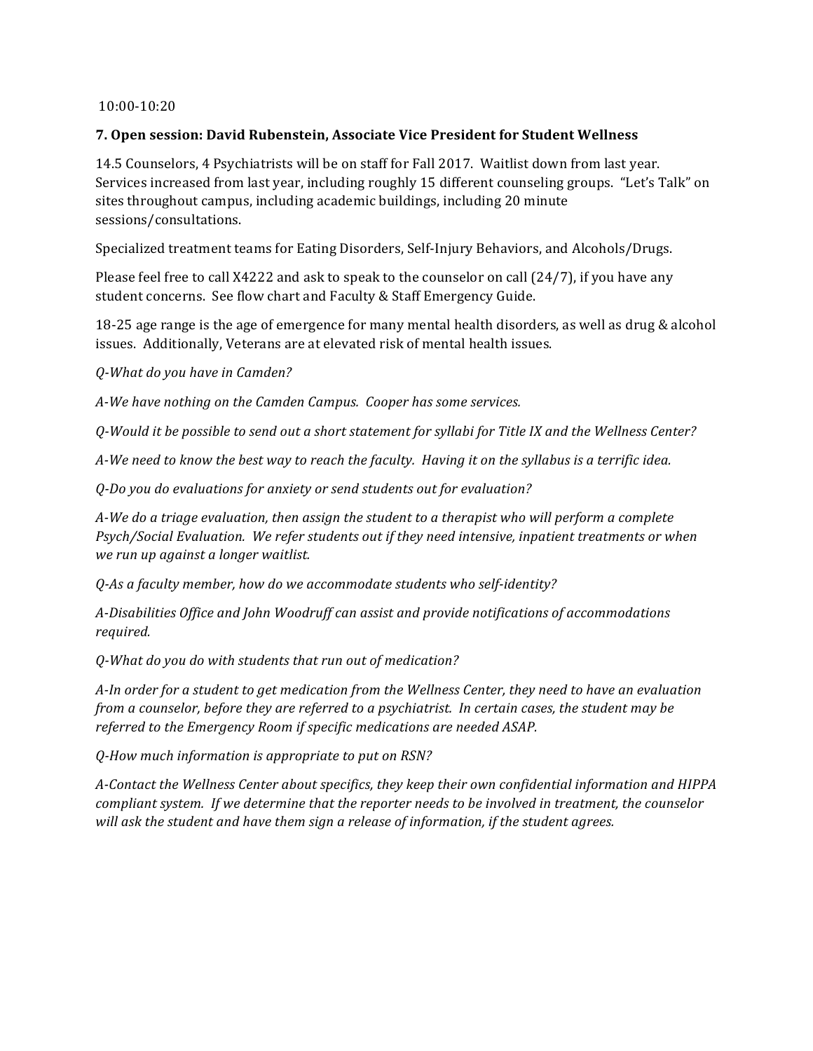10:00-10:20

**7. Open session: David Rubenstein, Associate Vice President for Student Wellness**

14.5 Counselors, 4 Psychiatrists will be on staff for Fall 2017. Waitlist down from last year. Services increased from last year, including roughly 15 different counseling groups. "Let's Talk" on sites throughout campus, including academic buildings, including 20 minute sessions/consultations.

Specialized treatment teams for Eating Disorders, Self-Injury Behaviors, and Alcohols/Drugs.

Please feel free to call X4222 and ask to speak to the counselor on call (24/7), if you have any student concerns. See flow chart and Faculty & Staff Emergency Guide.

18-25 age range is the age of emergence for many mental health disorders, as well as drug & alcohol issues. Additionally, Veterans are at elevated risk of mental health issues.

*Q-What do you have in Camden?*

*A-We have nothing on the Camden Campus. Cooper has some services.*

*Q-Would it be possible to send out a short statement for syllabi for Title IX and the Wellness Center?*

*A-We need to know the best way to reach the faculty. Having it on the syllabus is a terrific idea.*

*Q-Do you do evaluations for anxiety or send students out for evaluation?*

*A-We do a triage evaluation, then assign the student to a therapist who will perform a complete Psych/Social Evaluation. We refer students out if they need intensive, inpatient treatments or when we run up against a longer waitlist.*

*Q-As a faculty member, how do we accommodate students who self-identity?*

*A-Disabilities Office and John Woodruff can assist and provide notifications of accommodations required.*

*Q-What do you do with students that run out of medication?*

*A-In order for a student to get medication from the Wellness Center, they need to have an evaluation from a counselor, before they are referred to a psychiatrist. In certain cases, the student may be referred to the Emergency Room if specific medications are needed ASAP.*

*Q-How much information is appropriate to put on RSN?*

*A-Contact the Wellness Center about specifics, they keep their own confidential information and HIPPA compliant system. If we determine that the reporter needs to be involved in treatment, the counselor will ask the student and have them sign a release of information, if the student agrees.*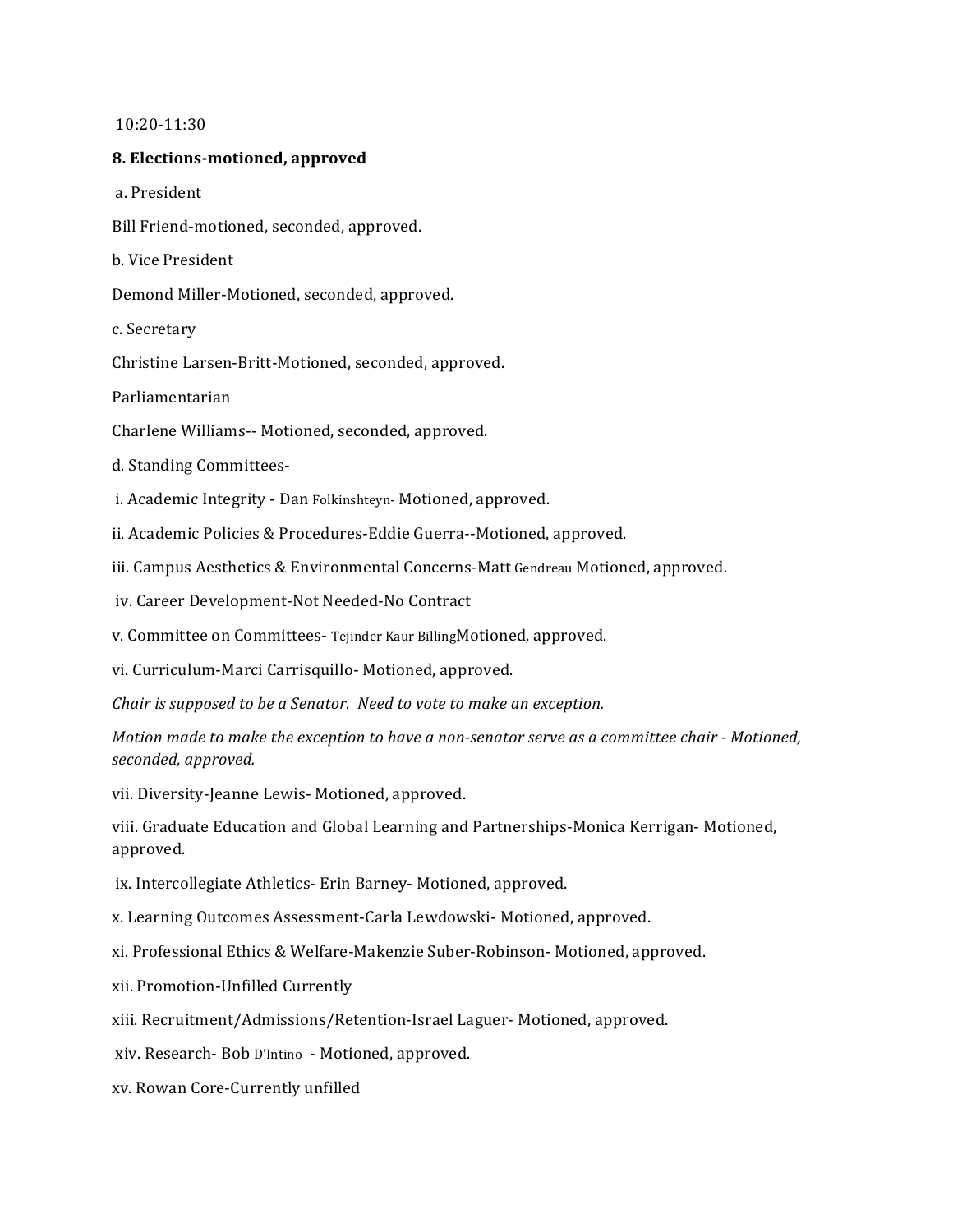10:20-11:30

**8. Elections-motioned, approved**

a. President

Bill Friend-motioned, seconded, approved.

b. Vice President

Demond Miller-Motioned, seconded, approved.

c. Secretary

Christine Larsen-Britt-Motioned, seconded, approved.

Parliamentarian

Charlene Williams-- Motioned, seconded, approved.

d. Standing Committees-

i. Academic Integrity - Dan Folkinshteyn- Motioned, approved.

ii. Academic Policies & Procedures-Eddie Guerra--Motioned, approved.

iii. Campus Aesthetics & Environmental Concerns-Matt Gendreau Motioned, approved.

iv. Career Development-Not Needed-No Contract

v. Committee on Committees- Tejinder Kaur BillingMotioned, approved.

vi. Curriculum-Marci Carrisquillo- Motioned, approved.

*Chair is supposed to be a Senator. Need to vote to make an exception.*

*Motion made to make the exception to have a non-senator serve as a committee chair - Motioned, seconded, approved.*

vii. Diversity-Jeanne Lewis- Motioned, approved.

viii. Graduate Education and Global Learning and Partnerships-Monica Kerrigan- Motioned, approved.

ix. Intercollegiate Athletics- Erin Barney- Motioned, approved.

x. Learning Outcomes Assessment-Carla Lewdowski- Motioned, approved.

xi. Professional Ethics & Welfare-Makenzie Suber-Robinson- Motioned, approved.

xii. Promotion-Unfilled Currently

xiii. Recruitment/Admissions/Retention-Israel Laguer- Motioned, approved.

xiv. Research- Bob D'Intino - Motioned, approved.

xv. Rowan Core-Currently unfilled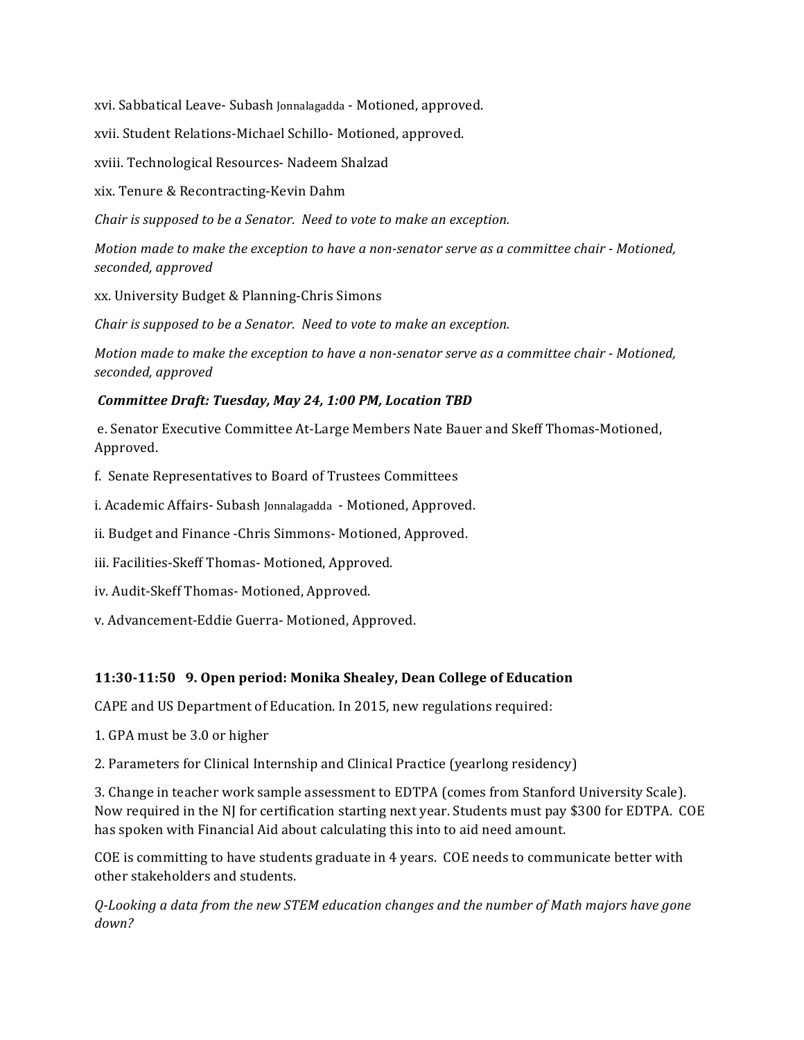xvi. Sabbatical Leave- Subash Jonnalagadda - Motioned, approved.

xvii. Student Relations-Michael Schillo- Motioned, approved.

xviii. Technological Resources- Nadeem Shalzad

xix. Tenure & Recontracting-Kevin Dahm

*Chair is supposed to be a Senator. Need to vote to make an exception.*

*Motion made to make the exception to have a non-senator serve as a committee chair - Motioned, seconded, approved*

xx. University Budget & Planning-Chris Simons

*Chair is supposed to be a Senator. Need to vote to make an exception.*

*Motion made to make the exception to have a non-senator serve as a committee chair - Motioned, seconded, approved*

***Committee Draft: Tuesday, May 24, 1:00 PM, Location TBD***

e. Senator Executive Committee At-Large Members Nate Bauer and Skeff Thomas-Motioned, Approved.

f. Senate Representatives to Board of Trustees Committees

i. Academic Affairs- Subash Jonnalagadda - Motioned, Approved.

ii. Budget and Finance -Chris Simmons- Motioned, Approved.

iii. Facilities-Skeff Thomas- Motioned, Approved.

iv. Audit-Skeff Thomas- Motioned, Approved.

v. Advancement-Eddie Guerra- Motioned, Approved.

**11:30-11:50 9. Open period: Monika Shealey, Dean College of Education**

CAPE and US Department of Education. In 2015, new regulations required:

1. GPA must be 3.0 or higher

2. Parameters for Clinical Internship and Clinical Practice (yearlong residency)

3. Change in teacher work sample assessment to EDTPA (comes from Stanford University Scale). Now required in the NJ for certification starting next year. Students must pay $300 for EDTPA. COE has spoken with Financial Aid about calculating this into to aid need amount.

COE is committing to have students graduate in 4 years. COE needs to communicate better with other stakeholders and students.

*Q-Looking a data from the new STEM education changes and the number of Math majors have gone down?*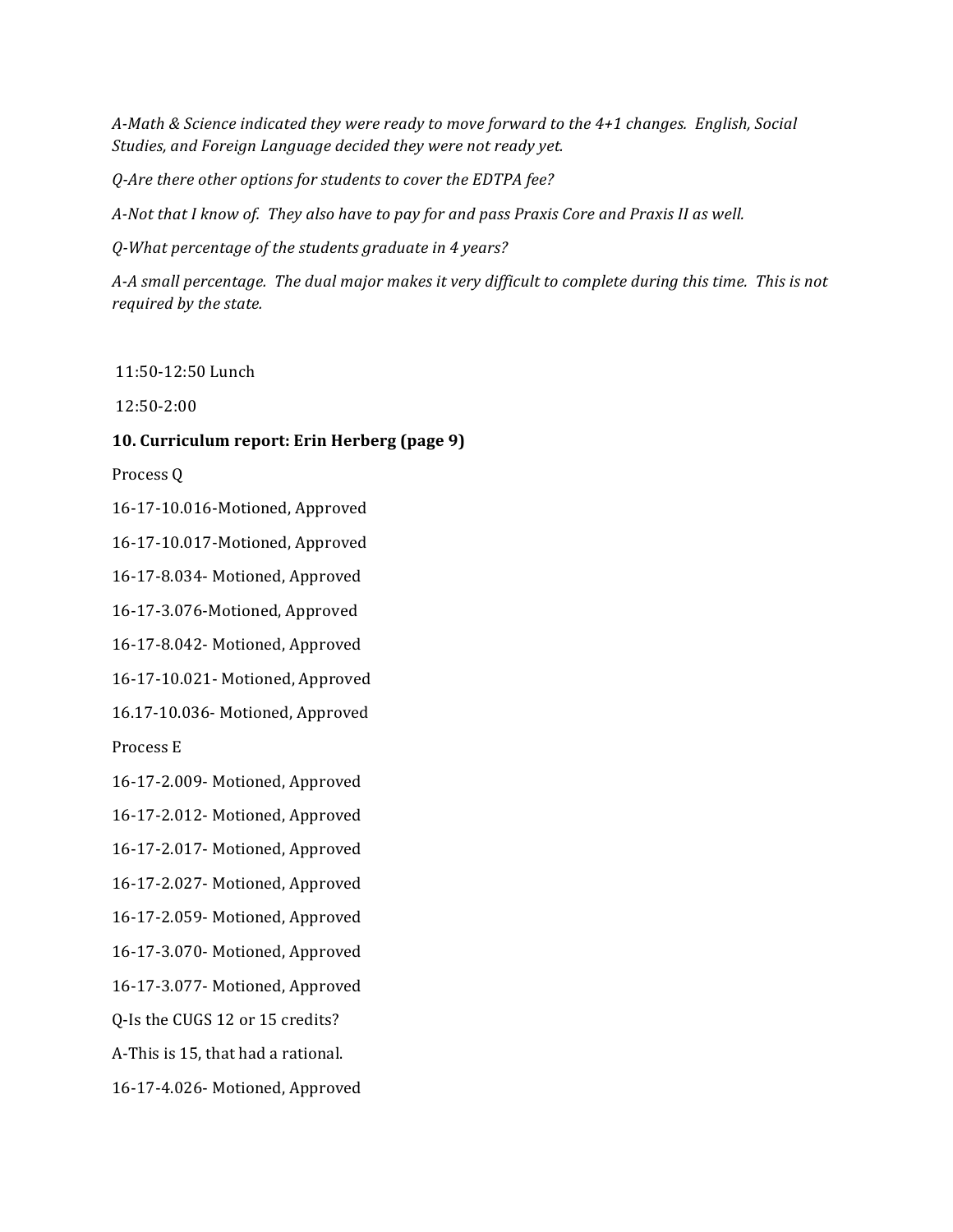*A-Math & Science indicated they were ready to move forward to the 4+1 changes. English, Social Studies, and Foreign Language decided they were not ready yet.*

*Q-Are there other options for students to cover the EDTPA fee?*

*A-Not that I know of. They also have to pay for and pass Praxis Core and Praxis II as well.*

*Q-What percentage of the students graduate in 4 years?*

*A-A small percentage. The dual major makes it very difficult to complete during this time. This is not required by the state.*

11:50-12:50 Lunch

12:50-2:00

**10. Curriculum report: Erin Herberg (page 9)**

Process Q

16-17-10.016-Motioned, Approved

16-17-10.017-Motioned, Approved

16-17-8.034- Motioned, Approved

16-17-3.076-Motioned, Approved

16-17-8.042- Motioned, Approved

16-17-10.021- Motioned, Approved

16.17-10.036- Motioned, Approved

Process E

16-17-2.009- Motioned, Approved

16-17-2.012- Motioned, Approved

16-17-2.017- Motioned, Approved

16-17-2.027- Motioned, Approved

16-17-2.059- Motioned, Approved

16-17-3.070- Motioned, Approved

16-17-3.077- Motioned, Approved

Q-Is the CUGS 12 or 15 credits?

A-This is 15, that had a rational.

16-17-4.026- Motioned, Approved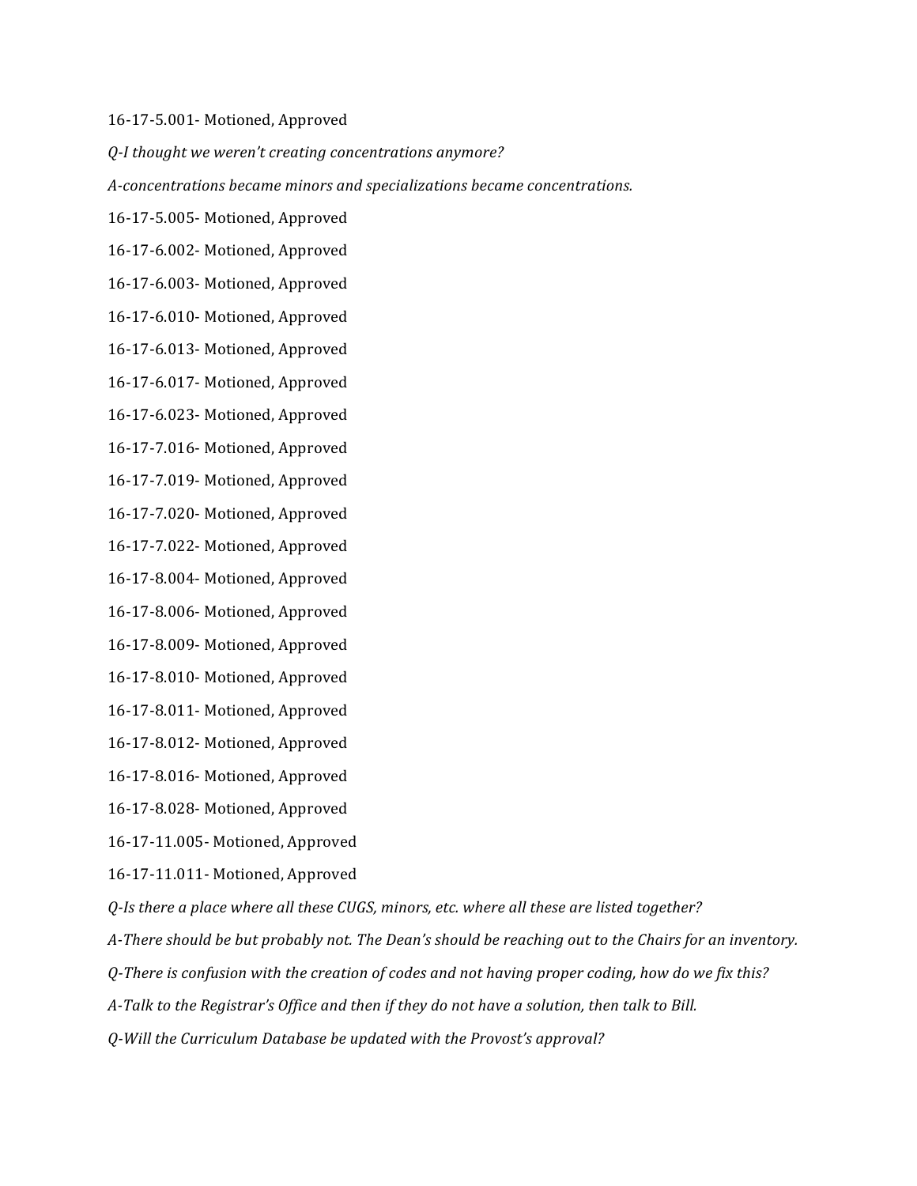16-17-5.001- Motioned, Approved

*Q-I thought we weren't creating concentrations anymore?*

*A-concentrations became minors and specializations became concentrations.*

16-17-5.005- Motioned, Approved

16-17-6.002- Motioned, Approved

16-17-6.003- Motioned, Approved

16-17-6.010- Motioned, Approved

16-17-6.013- Motioned, Approved

16-17-6.017- Motioned, Approved

16-17-6.023- Motioned, Approved

16-17-7.016- Motioned, Approved

16-17-7.019- Motioned, Approved

16-17-7.020- Motioned, Approved

16-17-7.022- Motioned, Approved

16-17-8.004- Motioned, Approved

16-17-8.006- Motioned, Approved

16-17-8.009- Motioned, Approved

16-17-8.010- Motioned, Approved

16-17-8.011- Motioned, Approved

16-17-8.012- Motioned, Approved

16-17-8.016- Motioned, Approved

16-17-8.028- Motioned, Approved

16-17-11.005- Motioned, Approved

16-17-11.011- Motioned, Approved

*Q-Is there a place where all these CUGS, minors, etc. where all these are listed together?*

*A-There should be but probably not. The Dean's should be reaching out to the Chairs for an inventory.*

*Q-There is confusion with the creation of codes and not having proper coding, how do we fix this?*

*A-Talk to the Registrar's Office and then if they do not have a solution, then talk to Bill.*

*Q-Will the Curriculum Database be updated with the Provost's approval?*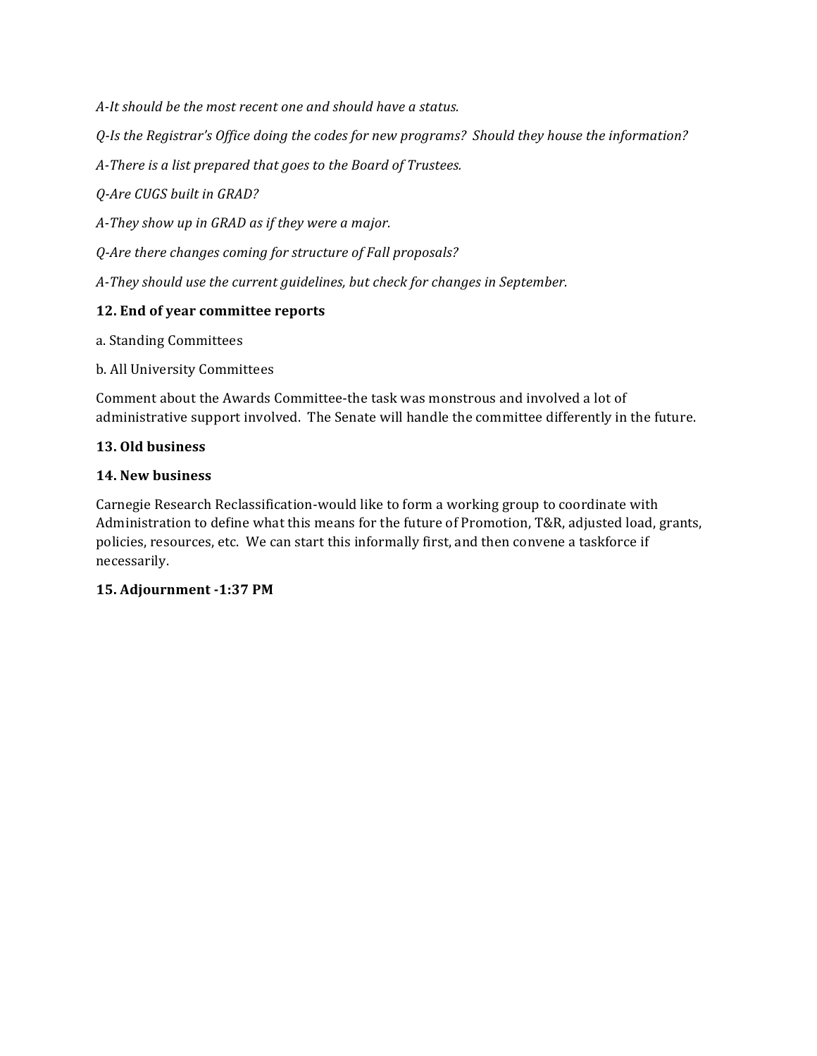*A-It should be the most recent one and should have a status.*

*Q-Is the Registrar's Office doing the codes for new programs? Should they house the information?*

*A-There is a list prepared that goes to the Board of Trustees.*

*Q-Are CUGS built in GRAD?*

*A-They show up in GRAD as if they were a major.*

*Q-Are there changes coming for structure of Fall proposals?*

*A-They should use the current guidelines, but check for changes in September.*

**12. End of year committee reports**

a. Standing Committees

b. All University Committees

Comment about the Awards Committee-the task was monstrous and involved a lot of administrative support involved. The Senate will handle the committee differently in the future.

**13. Old business**

**14. New business**

Carnegie Research Reclassification-would like to form a working group to coordinate with Administration to define what this means for the future of Promotion, T&R, adjusted load, grants, policies, resources, etc. We can start this informally first, and then convene a taskforce if necessarily.

**15. Adjournment -1:37 PM**